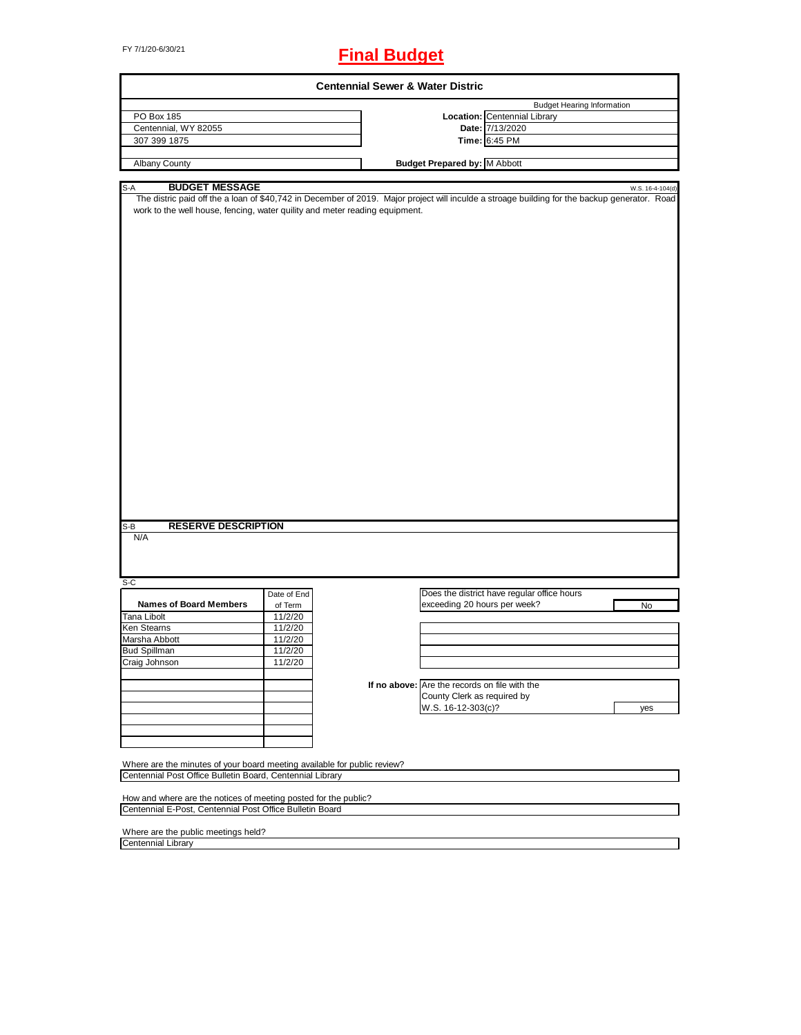FY 7/1/20-6/30/21

# Final Budget

## Centennial Sewer & Water Distric

| | |
|---|---|
| PO Box 185 | **Budget Hearing Information** |
| Centennial, WY 82055 | **Location:** Centennial Library |
| 307 399 1875 | **Date:** 7/13/2020 |
| | **Time:** 6:45 PM |
| Albany County | **Budget Prepared by:** M Abbott |

S-A **BUDGET MESSAGE** W.S. 16-4-104(d)

The distric paid off the a loan of $40,742 in December of 2019. Major project will inculde a stroage building for the backup generator. Road work to the well house, fencing, water quility and meter reading equipment.

S-B **RESERVE DESCRIPTION**

N/A

S-C

| Names of Board Members | Date of End of Term |
|---|---|
| Tana Libolt | 11/2/20 |
| Ken Stearns | 11/2/20 |
| Marsha Abbott | 11/2/20 |
| Bud Spillman | 11/2/20 |
| Craig Johnson | 11/2/20 |

Does the district have regular office hours exceeding 20 hours per week? No

**If no above:** Are the records on file with the County Clerk as required by W.S. 16-12-303(c)? yes

Where are the minutes of your board meeting available for public review?
Centennial Post Office Bulletin Board, Centennial Library

How and where are the notices of meeting posted for the public?
Centennial E-Post, Centennial Post Office Bulletin Board

Where are the public meetings held?
Centennial Library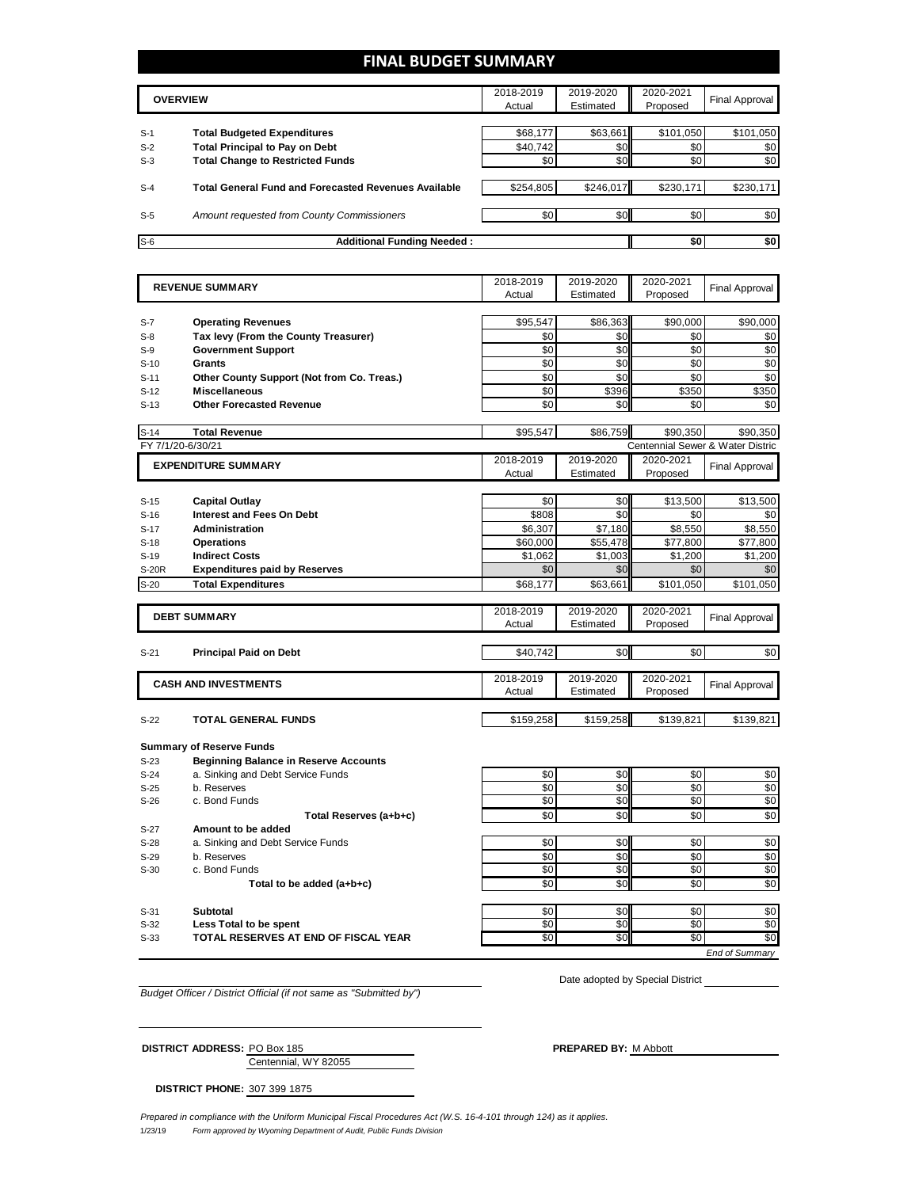# FINAL BUDGET SUMMARY

| | OVERVIEW | 2018-2019 Actual | 2019-2020 Estimated | 2020-2021 Proposed | Final Approval |
|---|---|---|---|---|---|
| S-1 | **Total Budgeted Expenditures** | $68,177 | $63,661 | $101,050 | $101,050 |
| S-2 | **Total Principal to Pay on Debt** | $40,742 | $0 | $0 | $0 |
| S-3 | **Total Change to Restricted Funds** | $0 | $0 | $0 | $0 |
| S-4 | **Total General Fund and Forecasted Revenues Available** | $254,805 | $246,017 | $230,171 | $230,171 |
| S-5 | *Amount requested from County Commissioners* | $0 | $0 | $0 | $0 |
| S-6 | **Additional Funding Needed :** | | | **$0** | **$0** |

| | REVENUE SUMMARY | 2018-2019 Actual | 2019-2020 Estimated | 2020-2021 Proposed | Final Approval |
|---|---|---|---|---|---|
| S-7 | **Operating Revenues** | $95,547 | $86,363 | $90,000 | $90,000 |
| S-8 | **Tax levy (From the County Treasurer)** | $0 | $0 | $0 | $0 |
| S-9 | **Government Support** | $0 | $0 | $0 | $0 |
| S-10 | **Grants** | $0 | $0 | $0 | $0 |
| S-11 | **Other County Support (Not from Co. Treas.)** | $0 | $0 | $0 | $0 |
| S-12 | **Miscellaneous** | $0 | $396 | $350 | $350 |
| S-13 | **Other Forecasted Revenue** | $0 | $0 | $0 | $0 |
| S-14 | **Total Revenue** | $95,547 | $86,759 | $90,350 | $90,350 |

FY 7/1/20-6/30/21 — Centennial Sewer & Water Distric

| | EXPENDITURE SUMMARY | 2018-2019 Actual | 2019-2020 Estimated | 2020-2021 Proposed | Final Approval |
|---|---|---|---|---|---|
| S-15 | **Capital Outlay** | $0 | $0 | $13,500 | $13,500 |
| S-16 | **Interest and Fees On Debt** | $808 | $0 | $0 | $0 |
| S-17 | **Administration** | $6,307 | $7,180 | $8,550 | $8,550 |
| S-18 | **Operations** | $60,000 | $55,478 | $77,800 | $77,800 |
| S-19 | **Indirect Costs** | $1,062 | $1,003 | $1,200 | $1,200 |
| S-20R | **Expenditures paid by Reserves** | $0 | $0 | $0 | $0 |
| S-20 | **Total Expenditures** | $68,177 | $63,661 | $101,050 | $101,050 |

| | DEBT SUMMARY | 2018-2019 Actual | 2019-2020 Estimated | 2020-2021 Proposed | Final Approval |
|---|---|---|---|---|---|
| S-21 | **Principal Paid on Debt** | $40,742 | $0 | $0 | $0 |

| | CASH AND INVESTMENTS | 2018-2019 Actual | 2019-2020 Estimated | 2020-2021 Proposed | Final Approval |
|---|---|---|---|---|---|
| S-22 | **TOTAL GENERAL FUNDS** | $159,258 | $159,258 | $139,821 | $139,821 |

**Summary of Reserve Funds**

| | | 2018-2019 Actual | 2019-2020 Estimated | 2020-2021 Proposed | Final Approval |
|---|---|---|---|---|---|
| S-23 | **Beginning Balance in Reserve Accounts** | | | | |
| S-24 | a. Sinking and Debt Service Funds | $0 | $0 | $0 | $0 |
| S-25 | b. Reserves | $0 | $0 | $0 | $0 |
| S-26 | c. Bond Funds | $0 | $0 | $0 | $0 |
| | **Total Reserves (a+b+c)** | $0 | $0 | $0 | $0 |
| S-27 | **Amount to be added** | | | | |
| S-28 | a. Sinking and Debt Service Funds | $0 | $0 | $0 | $0 |
| S-29 | b. Reserves | $0 | $0 | $0 | $0 |
| S-30 | c. Bond Funds | $0 | $0 | $0 | $0 |
| | **Total to be added (a+b+c)** | $0 | $0 | $0 | $0 |
| S-31 | **Subtotal** | $0 | $0 | $0 | $0 |
| S-32 | **Less Total to be spent** | $0 | $0 | $0 | $0 |
| S-33 | **TOTAL RESERVES AT END OF FISCAL YEAR** | $0 | $0 | $0 | $0 |

*End of Summary*

*Budget Officer / District Official (if not same as "Submitted by")*

Date adopted by Special District

**DISTRICT ADDRESS:** PO Box 185
Centennial, WY 82055

**PREPARED BY:** M Abbott

**DISTRICT PHONE:** 307 399 1875

*Prepared in compliance with the Uniform Municipal Fiscal Procedures Act (W.S. 16-4-101 through 124) as it applies.*

1/23/19 *Form approved by Wyoming Department of Audit, Public Funds Division*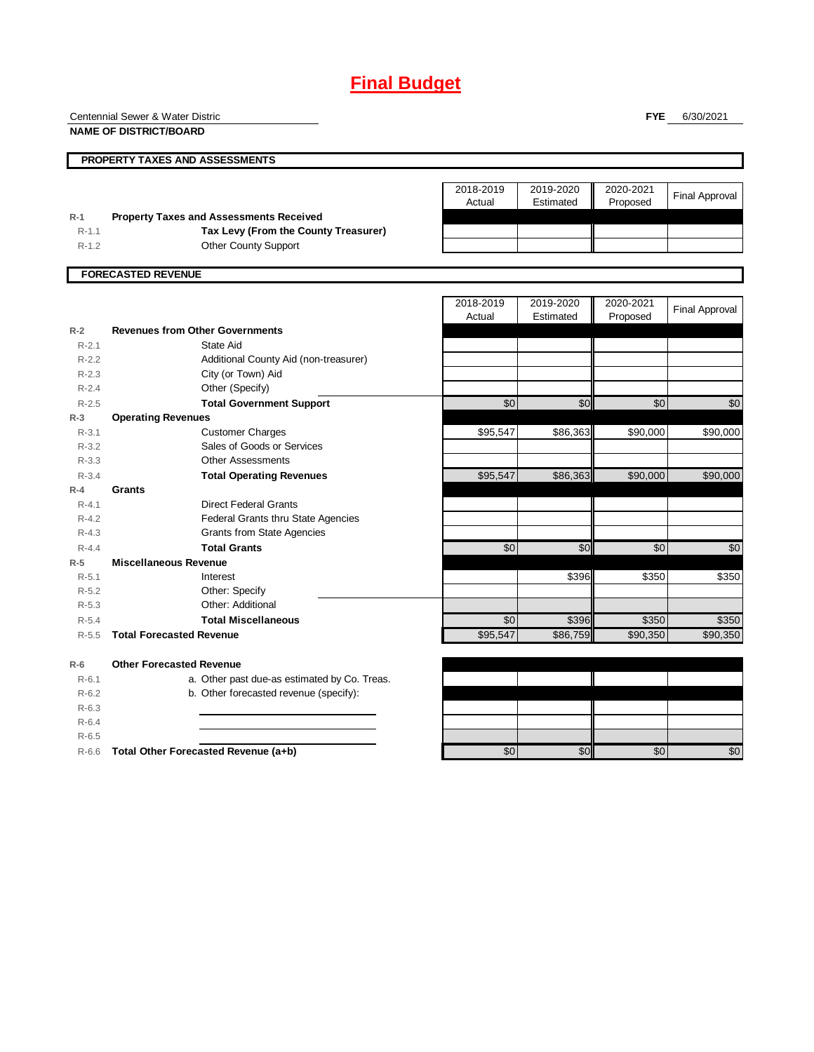# Final Budget

Centennial Sewer & Water Distric **FYE** 6/30/2021

**NAME OF DISTRICT/BOARD**

## PROPERTY TAXES AND ASSESSMENTS

| | | 2018-2019 Actual | 2019-2020 Estimated | 2020-2021 Proposed | Final Approval |
|---|---|---|---|---|---|
| R-1 | **Property Taxes and Assessments Received** | | | | |
| R-1.1 | **Tax Levy (From the County Treasurer)** | | | | |
| R-1.2 | Other County Support | | | | |

## FORECASTED REVENUE

| | | 2018-2019 Actual | 2019-2020 Estimated | 2020-2021 Proposed | Final Approval |
|---|---|---|---|---|---|
| R-2 | **Revenues from Other Governments** | | | | |
| R-2.1 | State Aid | | | | |
| R-2.2 | Additional County Aid (non-treasurer) | | | | |
| R-2.3 | City (or Town) Aid | | | | |
| R-2.4 | Other (Specify) | | | | |
| R-2.5 | **Total Government Support** | $0 | $0 | $0 | $0 |
| R-3 | **Operating Revenues** | | | | |
| R-3.1 | Customer Charges | $95,547 | $86,363 | $90,000 | $90,000 |
| R-3.2 | Sales of Goods or Services | | | | |
| R-3.3 | Other Assessments | | | | |
| R-3.4 | **Total Operating Revenues** | $95,547 | $86,363 | $90,000 | $90,000 |
| R-4 | **Grants** | | | | |
| R-4.1 | Direct Federal Grants | | | | |
| R-4.2 | Federal Grants thru State Agencies | | | | |
| R-4.3 | Grants from State Agencies | | | | |
| R-4.4 | **Total Grants** | $0 | $0 | $0 | $0 |
| R-5 | **Miscellaneous Revenue** | | | | |
| R-5.1 | Interest | | $396 | $350 | $350 |
| R-5.2 | Other: Specify | | | | |
| R-5.3 | Other: Additional | | | | |
| R-5.4 | **Total Miscellaneous** | $0 | $396 | $350 | $350 |
| R-5.5 | **Total Forecasted Revenue** | $95,547 | $86,759 | $90,350 | $90,350 |
| R-6 | **Other Forecasted Revenue** | | | | |
| R-6.1 | a. Other past due-as estimated by Co. Treas. | | | | |
| R-6.2 | b. Other forecasted revenue (specify): | | | | |
| R-6.3 | | | | | |
| R-6.4 | | | | | |
| R-6.5 | | | | | |
| R-6.6 | **Total Other Forecasted Revenue (a+b)** | $0 | $0 | $0 | $0 |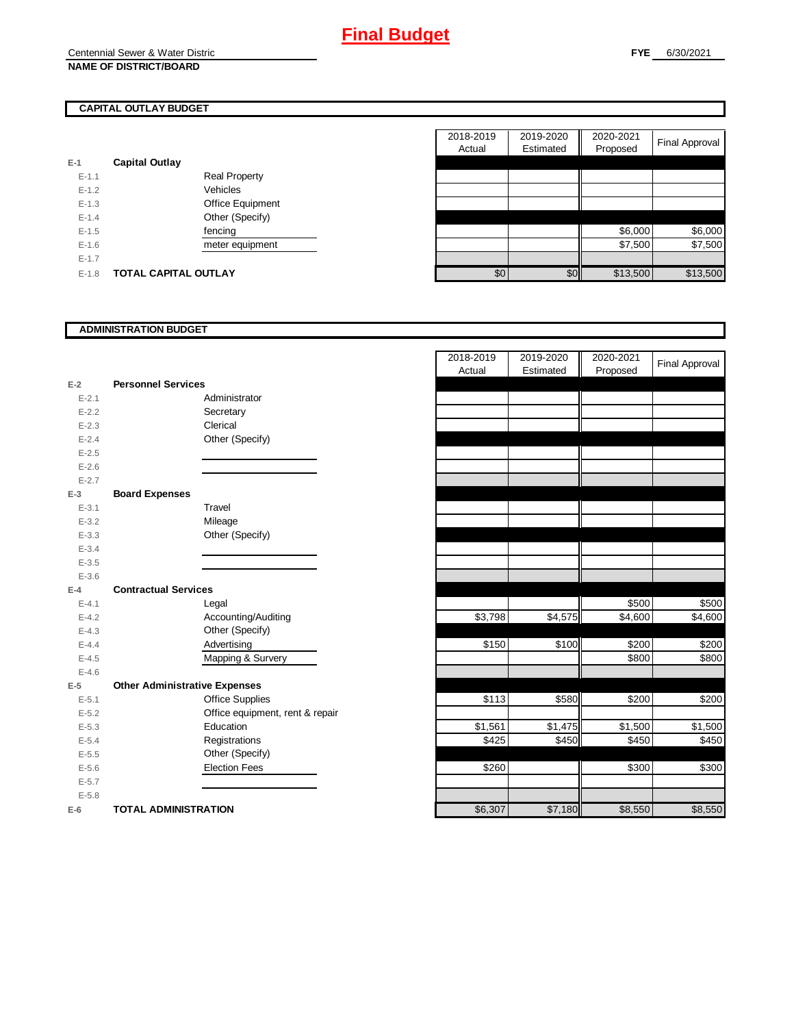# Final Budget

Centennial Sewer & Water Distric
**NAME OF DISTRICT/BOARD**

**FYE** 6/30/2021

## CAPITAL OUTLAY BUDGET

| | | | 2018-2019 Actual | 2019-2020 Estimated | 2020-2021 Proposed | Final Approval |
|---|---|---|---|---|---|---|
| E-1 | **Capital Outlay** | | | | | |
| E-1.1 | | Real Property | | | | |
| E-1.2 | | Vehicles | | | | |
| E-1.3 | | Office Equipment | | | | |
| E-1.4 | | Other (Specify) | | | | |
| E-1.5 | | fencing | | | $6,000 | $6,000 |
| E-1.6 | | meter equipment | | | $7,500 | $7,500 |
| E-1.7 | | | | | | |
| E-1.8 | **TOTAL CAPITAL OUTLAY** | | $0 | $0 | $13,500 | $13,500 |

## ADMINISTRATION BUDGET

| | | | 2018-2019 Actual | 2019-2020 Estimated | 2020-2021 Proposed | Final Approval |
|---|---|---|---|---|---|---|
| E-2 | **Personnel Services** | | | | | |
| E-2.1 | | Administrator | | | | |
| E-2.2 | | Secretary | | | | |
| E-2.3 | | Clerical | | | | |
| E-2.4 | | Other (Specify) | | | | |
| E-2.5 | | | | | | |
| E-2.6 | | | | | | |
| E-2.7 | | | | | | |
| E-3 | **Board Expenses** | | | | | |
| E-3.1 | | Travel | | | | |
| E-3.2 | | Mileage | | | | |
| E-3.3 | | Other (Specify) | | | | |
| E-3.4 | | | | | | |
| E-3.5 | | | | | | |
| E-3.6 | | | | | | |
| E-4 | **Contractual Services** | | | | | |
| E-4.1 | | Legal | | | $500 | $500 |
| E-4.2 | | Accounting/Auditing | $3,798 | $4,575 | $4,600 | $4,600 |
| E-4.3 | | Other (Specify) | | | | |
| E-4.4 | | Advertising | $150 | $100 | $200 | $200 |
| E-4.5 | | Mapping & Survery | | | $800 | $800 |
| E-4.6 | | | | | | |
| E-5 | **Other Administrative Expenses** | | | | | |
| E-5.1 | | Office Supplies | $113 | $580 | $200 | $200 |
| E-5.2 | | Office equipment, rent & repair | | | | |
| E-5.3 | | Education | $1,561 | $1,475 | $1,500 | $1,500 |
| E-5.4 | | Registrations | $425 | $450 | $450 | $450 |
| E-5.5 | | Other (Specify) | | | | |
| E-5.6 | | Election Fees | $260 | | $300 | $300 |
| E-5.7 | | | | | | |
| E-5.8 | | | | | | |
| E-6 | **TOTAL ADMINISTRATION** | | $6,307 | $7,180 | $8,550 | $8,550 |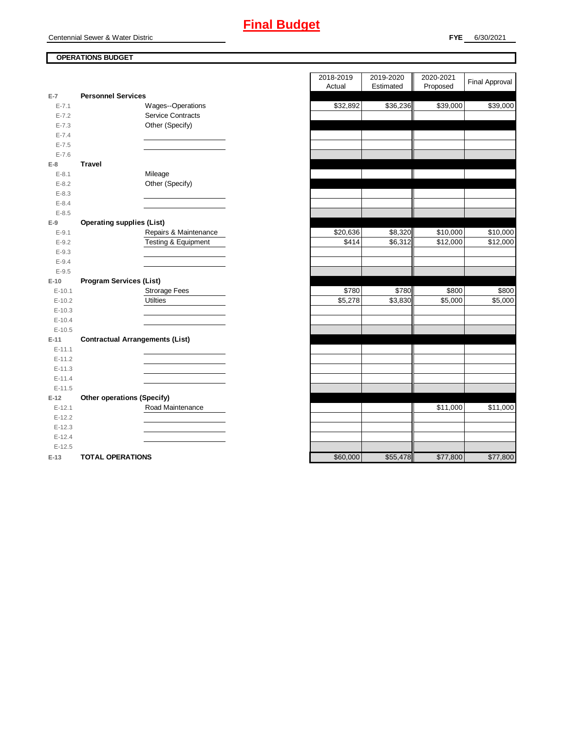# Final Budget

Centennial Sewer & Water Distric

**FYE** 6/30/2021

**OPERATIONS BUDGET**

| | | | 2018-2019 Actual | 2019-2020 Estimated | 2020-2021 Proposed | Final Approval |
|---|---|---|---|---|---|---|
| **E-7** | **Personnel Services** | | | | | |
| E-7.1 | | Wages--Operations | $32,892 | $36,236 | $39,000 | $39,000 |
| E-7.2 | | Service Contracts | | | | |
| E-7.3 | | Other (Specify) | | | | |
| E-7.4 | | | | | | |
| E-7.5 | | | | | | |
| E-7.6 | | | | | | |
| **E-8** | **Travel** | | | | | |
| E-8.1 | | Mileage | | | | |
| E-8.2 | | Other (Specify) | | | | |
| E-8.3 | | | | | | |
| E-8.4 | | | | | | |
| E-8.5 | | | | | | |
| **E-9** | **Operating supplies (List)** | | | | | |
| E-9.1 | | Repairs & Maintenance | $20,636 | $8,320 | $10,000 | $10,000 |
| E-9.2 | | Testing & Equipment | $414 | $6,312 | $12,000 | $12,000 |
| E-9.3 | | | | | | |
| E-9.4 | | | | | | |
| E-9.5 | | | | | | |
| **E-10** | **Program Services (List)** | | | | | |
| E-10.1 | | Strorage Fees | $780 | $780 | $800 | $800 |
| E-10.2 | | Utilties | $5,278 | $3,830 | $5,000 | $5,000 |
| E-10.3 | | | | | | |
| E-10.4 | | | | | | |
| E-10.5 | | | | | | |
| **E-11** | **Contractual Arrangements (List)** | | | | | |
| E-11.1 | | | | | | |
| E-11.2 | | | | | | |
| E-11.3 | | | | | | |
| E-11.4 | | | | | | |
| E-11.5 | | | | | | |
| **E-12** | **Other operations (Specify)** | | | | | |
| E-12.1 | | Road Maintenance | | | $11,000 | $11,000 |
| E-12.2 | | | | | | |
| E-12.3 | | | | | | |
| E-12.4 | | | | | | |
| E-12.5 | | | | | | |
| **E-13** | **TOTAL OPERATIONS** | | $60,000 | $55,478 | $77,800 | $77,800 |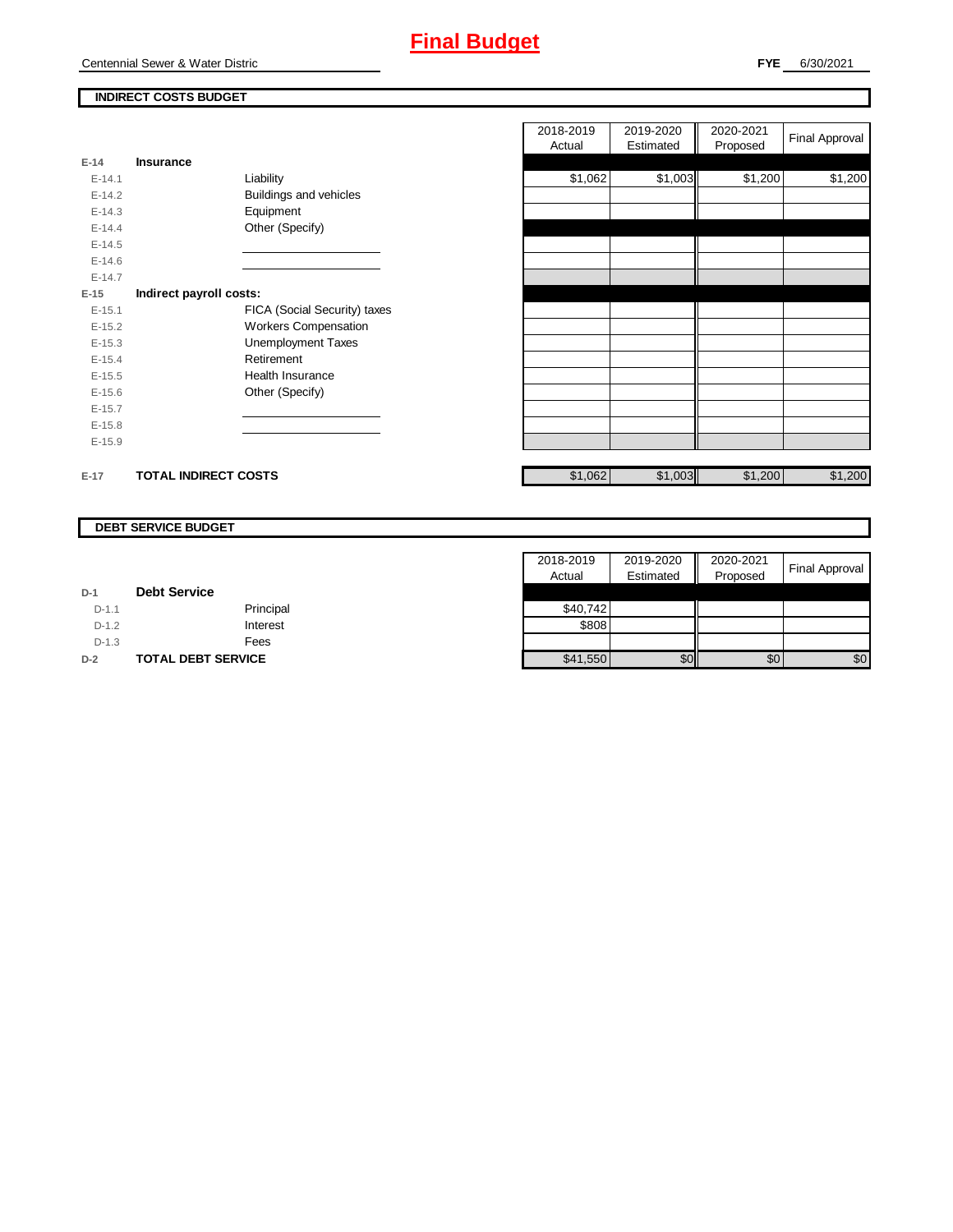# Final Budget

Centennial Sewer & Water Distric

**FYE** 6/30/2021

## INDIRECT COSTS BUDGET

| | | | 2018-2019 Actual | 2019-2020 Estimated | 2020-2021 Proposed | Final Approval |
|---|---|---|---|---|---|---|
| E-14 | **Insurance** | | | | | |
| E-14.1 | | Liability | $1,062 | $1,003 | $1,200 | $1,200 |
| E-14.2 | | Buildings and vehicles | | | | |
| E-14.3 | | Equipment | | | | |
| E-14.4 | | Other (Specify) | | | | |
| E-14.5 | | | | | | |
| E-14.6 | | | | | | |
| E-14.7 | | | | | | |
| E-15 | **Indirect payroll costs:** | | | | | |
| E-15.1 | | FICA (Social Security) taxes | | | | |
| E-15.2 | | Workers Compensation | | | | |
| E-15.3 | | Unemployment Taxes | | | | |
| E-15.4 | | Retirement | | | | |
| E-15.5 | | Health Insurance | | | | |
| E-15.6 | | Other (Specify) | | | | |
| E-15.7 | | | | | | |
| E-15.8 | | | | | | |
| E-15.9 | | | | | | |
| E-17 | **TOTAL INDIRECT COSTS** | | $1,062 | $1,003 | $1,200 | $1,200 |

## DEBT SERVICE BUDGET

| | | | 2018-2019 Actual | 2019-2020 Estimated | 2020-2021 Proposed | Final Approval |
|---|---|---|---|---|---|---|
| D-1 | **Debt Service** | | | | | |
| D-1.1 | | Principal | $40,742 | | | |
| D-1.2 | | Interest | $808 | | | |
| D-1.3 | | Fees | | | | |
| D-2 | **TOTAL DEBT SERVICE** | | $41,550 | $0 | $0 | $0 |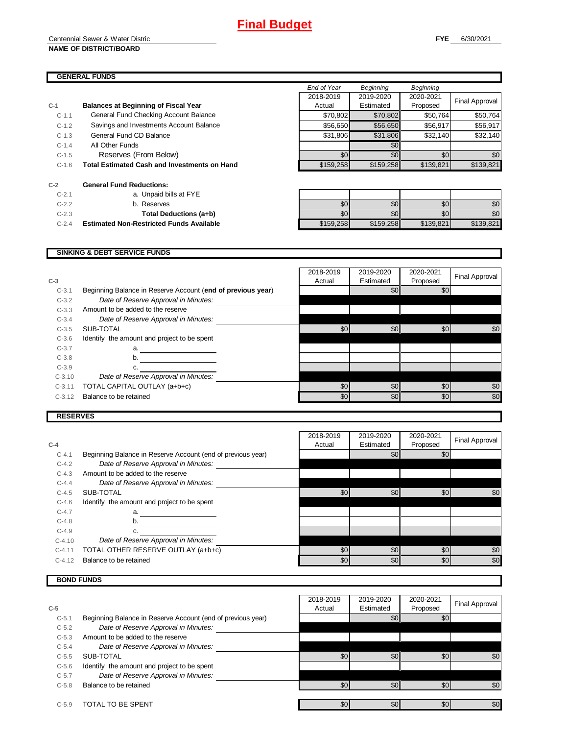# Final Budget

Centennial Sewer & Water Distric
**NAME OF DISTRICT/BOARD**

**FYE** 6/30/2021

## GENERAL FUNDS

| | | End of Year 2018-2019 Actual | Beginning 2019-2020 Estimated | Beginning 2020-2021 Proposed | Final Approval |
|---|---|---|---|---|---|
| **C-1** | **Balances at Beginning of Fiscal Year** | | | | |
| C-1.1 | General Fund Checking Account Balance | $70,802 | $70,802 | $50,764 | $50,764 |
| C-1.2 | Savings and Investments Account Balance | $56,650 | $56,650 | $56,917 | $56,917 |
| C-1.3 | General Fund CD Balance | $31,806 | $31,806 | $32,140 | $32,140 |
| C-1.4 | All Other Funds | | $0 | | |
| C-1.5 | Reserves (From Below) | $0 | $0 | $0 | $0 |
| C-1.6 | **Total Estimated Cash and Investments on Hand** | $159,258 | $159,258 | $139,821 | $139,821 |
| **C-2** | **General Fund Reductions:** | | | | |
| C-2.1 | a. Unpaid bills at FYE | | | | |
| C-2.2 | b. Reserves | $0 | $0 | $0 | $0 |
| C-2.3 | **Total Deductions (a+b)** | $0 | $0 | $0 | $0 |
| C-2.4 | **Estimated Non-Restricted Funds Available** | $159,258 | $159,258 | $139,821 | $139,821 |

## SINKING & DEBT SERVICE FUNDS

| C-3 | | 2018-2019 Actual | 2019-2020 Estimated | 2020-2021 Proposed | Final Approval |
|---|---|---|---|---|---|
| C-3.1 | Beginning Balance in Reserve Account (**end of previous year**) | | $0 | $0 | |
| C-3.2 | *Date of Reserve Approval in Minutes:* | | | | |
| C-3.3 | Amount to be added to the reserve | | | | |
| C-3.4 | *Date of Reserve Approval in Minutes:* | | | | |
| C-3.5 | SUB-TOTAL | $0 | $0 | $0 | $0 |
| C-3.6 | Identify the amount and project to be spent | | | | |
| C-3.7 | a. | | | | |
| C-3.8 | b. | | | | |
| C-3.9 | c. | | | | |
| C-3.10 | *Date of Reserve Approval in Minutes:* | | | | |
| C-3.11 | TOTAL CAPITAL OUTLAY (a+b+c) | $0 | $0 | $0 | $0 |
| C-3.12 | Balance to be retained | $0 | $0 | $0 | $0 |

## RESERVES

| C-4 | | 2018-2019 Actual | 2019-2020 Estimated | 2020-2021 Proposed | Final Approval |
|---|---|---|---|---|---|
| C-4.1 | Beginning Balance in Reserve Account (end of previous year) | | $0 | $0 | |
| C-4.2 | *Date of Reserve Approval in Minutes:* | | | | |
| C-4.3 | Amount to be added to the reserve | | | | |
| C-4.4 | *Date of Reserve Approval in Minutes:* | | | | |
| C-4.5 | SUB-TOTAL | $0 | $0 | $0 | $0 |
| C-4.6 | Identify the amount and project to be spent | | | | |
| C-4.7 | a. | | | | |
| C-4.8 | b. | | | | |
| C-4.9 | c. | | | | |
| C-4.10 | *Date of Reserve Approval in Minutes:* | | | | |
| C-4.11 | TOTAL OTHER RESERVE OUTLAY (a+b+c) | $0 | $0 | $0 | $0 |
| C-4.12 | Balance to be retained | $0 | $0 | $0 | $0 |

## BOND FUNDS

| C-5 | | 2018-2019 Actual | 2019-2020 Estimated | 2020-2021 Proposed | Final Approval |
|---|---|---|---|---|---|
| C-5.1 | Beginning Balance in Reserve Account (end of previous year) | | $0 | $0 | |
| C-5.2 | *Date of Reserve Approval in Minutes:* | | | | |
| C-5.3 | Amount to be added to the reserve | | | | |
| C-5.4 | *Date of Reserve Approval in Minutes:* | | | | |
| C-5.5 | SUB-TOTAL | $0 | $0 | $0 | $0 |
| C-5.6 | Identify the amount and project to be spent | | | | |
| C-5.7 | *Date of Reserve Approval in Minutes:* | | | | |
| C-5.8 | Balance to be retained | $0 | $0 | $0 | $0 |
| C-5.9 | TOTAL TO BE SPENT | $0 | $0 | $0 | $0 |